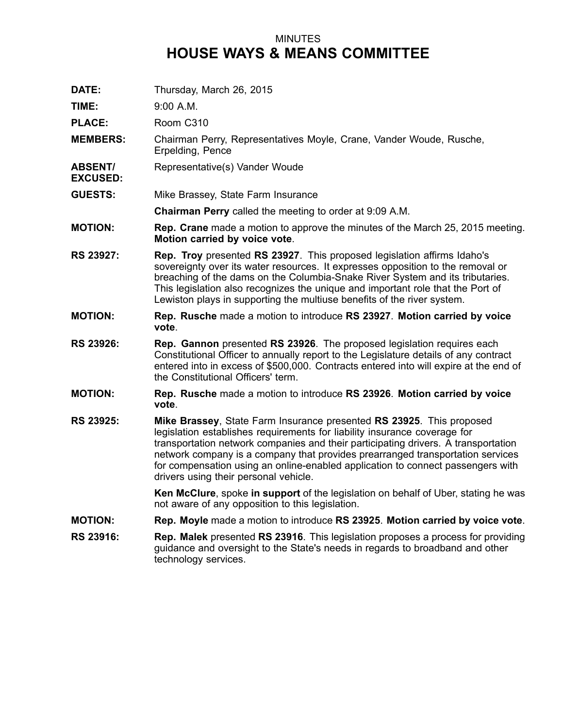MINUTES

# HOUSE WAYS & MEANS COMMITTEE

**DATE:** Thursday, March 26, 2015

**TIME:** 9:00 A.M.

**PLACE:** Room C310

**MEMBERS:** Chairman Perry, Representatives Moyle, Crane, Vander Woude, Rusche, Erpelding, Pence

**ABSENT/ EXCUSED:** Representative(s) Vander Woude

**GUESTS:** Mike Brassey, State Farm Insurance

**Chairman Perry** called the meeting to order at 9:09 A.M.

**MOTION:** **Rep. Crane** made a motion to approve the minutes of the March 25, 2015 meeting. **Motion carried by voice vote**.

**RS 23927:** **Rep. Troy** presented **RS 23927**. This proposed legislation affirms Idaho's sovereignty over its water resources. It expresses opposition to the removal or breaching of the dams on the Columbia-Snake River System and its tributaries. This legislation also recognizes the unique and important role that the Port of Lewiston plays in supporting the multiuse benefits of the river system.

**MOTION:** **Rep. Rusche** made a motion to introduce **RS 23927**. **Motion carried by voice vote**.

**RS 23926:** **Rep. Gannon** presented **RS 23926**. The proposed legislation requires each Constitutional Officer to annually report to the Legislature details of any contract entered into in excess of $500,000. Contracts entered into will expire at the end of the Constitutional Officers' term.

**MOTION:** **Rep. Rusche** made a motion to introduce **RS 23926**. **Motion carried by voice vote**.

**RS 23925:** **Mike Brassey**, State Farm Insurance presented **RS 23925**. This proposed legislation establishes requirements for liability insurance coverage for transportation network companies and their participating drivers. A transportation network company is a company that provides prearranged transportation services for compensation using an online-enabled application to connect passengers with drivers using their personal vehicle.

**Ken McClure**, spoke **in support** of the legislation on behalf of Uber, stating he was not aware of any opposition to this legislation.

**MOTION:** **Rep. Moyle** made a motion to introduce **RS 23925**. **Motion carried by voice vote**.

**RS 23916:** **Rep. Malek** presented **RS 23916**. This legislation proposes a process for providing guidance and oversight to the State's needs in regards to broadband and other technology services.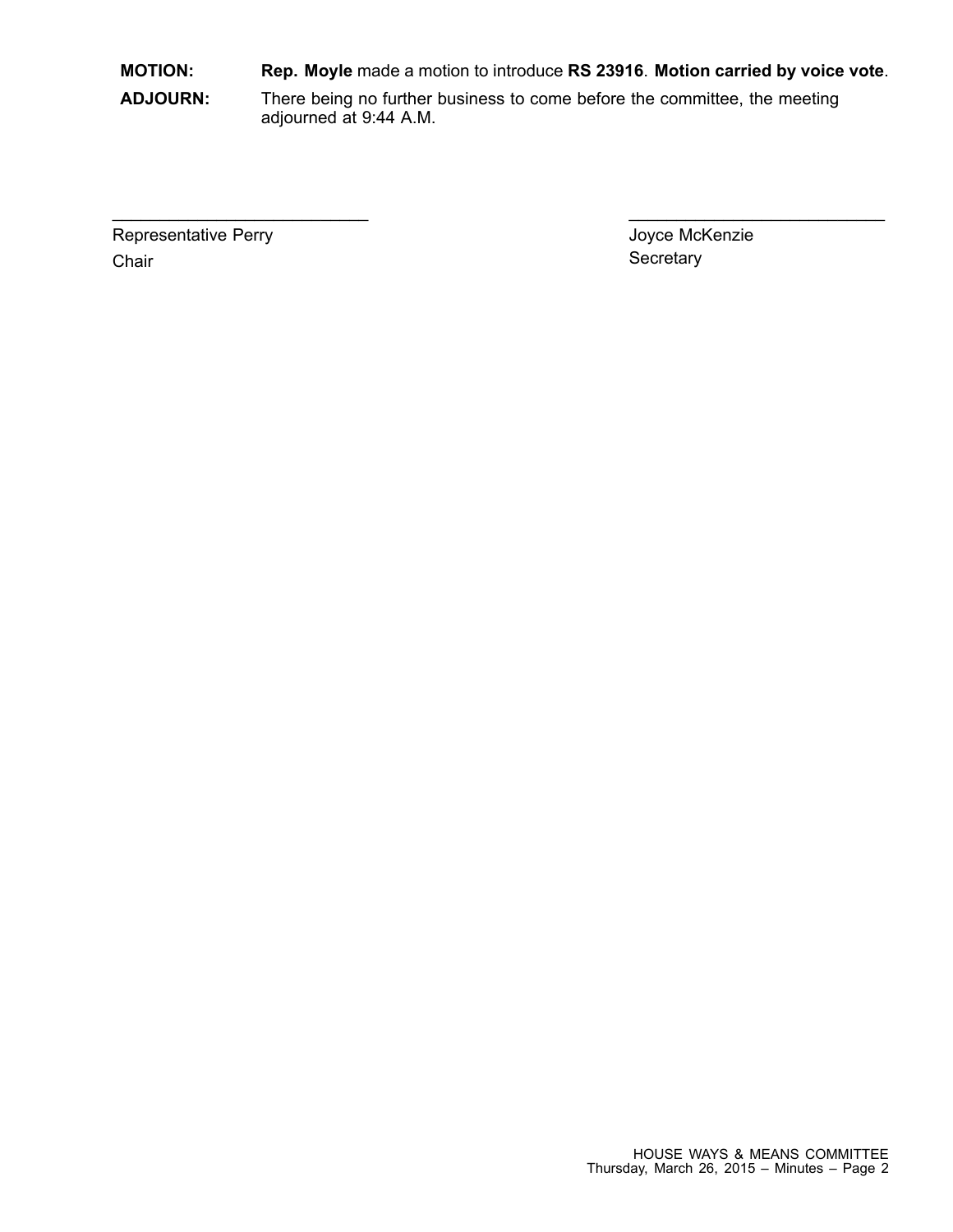**MOTION:** **Rep. Moyle** made a motion to introduce **RS 23916**. **Motion carried by voice vote**.

**ADJOURN:** There being no further business to come before the committee, the meeting adjourned at 9:44 A.M.

___________________________
Representative Perry
Chair

___________________________
Joyce McKenzie
Secretary